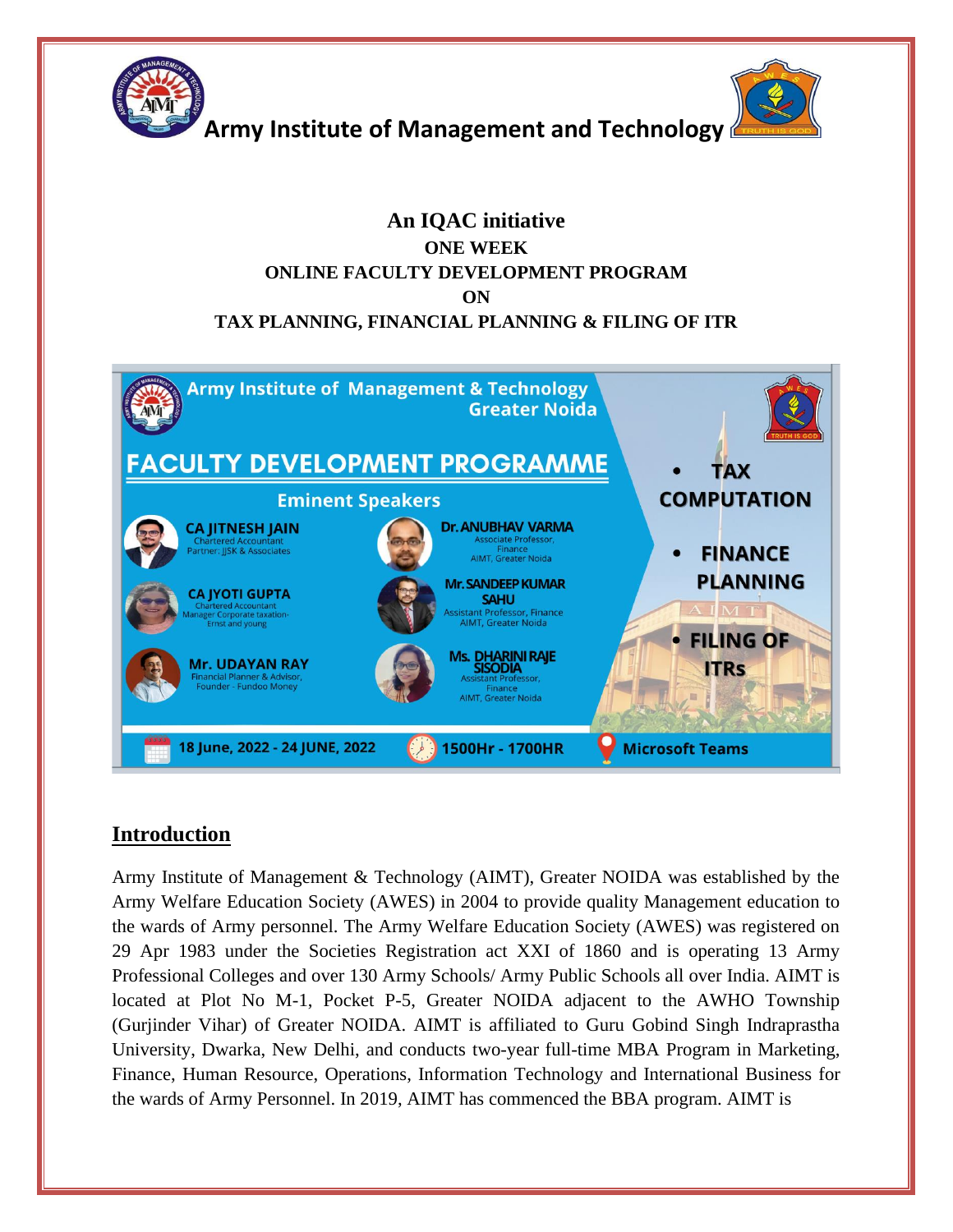# Army Institute of Management and Technology

**An IQAC initiative**

**ONE WEEK**

**ONLINE FACULTY DEVELOPMENT PROGRAM**

**ON**

**TAX PLANNING, FINANCIAL PLANNING & FILING OF ITR**

Army Institute of Management & Technology
Greater Noida

## FACULTY DEVELOPMENT PROGRAMME

**Eminent Speakers**

- **CA JITNESH JAIN** — Chartered Accountant, Partner: JJSK & Associates
- **CA JYOTI GUPTA** — Chartered Accountant, Manager Corporate taxation- Ernst and young
- **Mr. UDAYAN RAY** — Financial Planner & Advisor, Founder - Fundoo Money
- **Dr. ANUBHAV VARMA** — Associate Professor, Finance, AIMT, Greater Noida
- **Mr. SANDEEP KUMAR SAHU** — Assistant Professor, Finance, AIMT, Greater Noida
- **Ms. DHARINI RAJE SISODIA** — Assistant Professor, Finance, AIMT, Greater Noida

- TAX COMPUTATION
- FINANCE PLANNING
- FILING OF ITRs

18 June, 2022 - 24 JUNE, 2022 | 1500Hr - 1700HR | Microsoft Teams

## Introduction

Army Institute of Management & Technology (AIMT), Greater NOIDA was established by the Army Welfare Education Society (AWES) in 2004 to provide quality Management education to the wards of Army personnel. The Army Welfare Education Society (AWES) was registered on 29 Apr 1983 under the Societies Registration act XXI of 1860 and is operating 13 Army Professional Colleges and over 130 Army Schools/ Army Public Schools all over India. AIMT is located at Plot No M-1, Pocket P-5, Greater NOIDA adjacent to the AWHO Township (Gurjinder Vihar) of Greater NOIDA. AIMT is affiliated to Guru Gobind Singh Indraprastha University, Dwarka, New Delhi, and conducts two-year full-time MBA Program in Marketing, Finance, Human Resource, Operations, Information Technology and International Business for the wards of Army Personnel. In 2019, AIMT has commenced the BBA program. AIMT is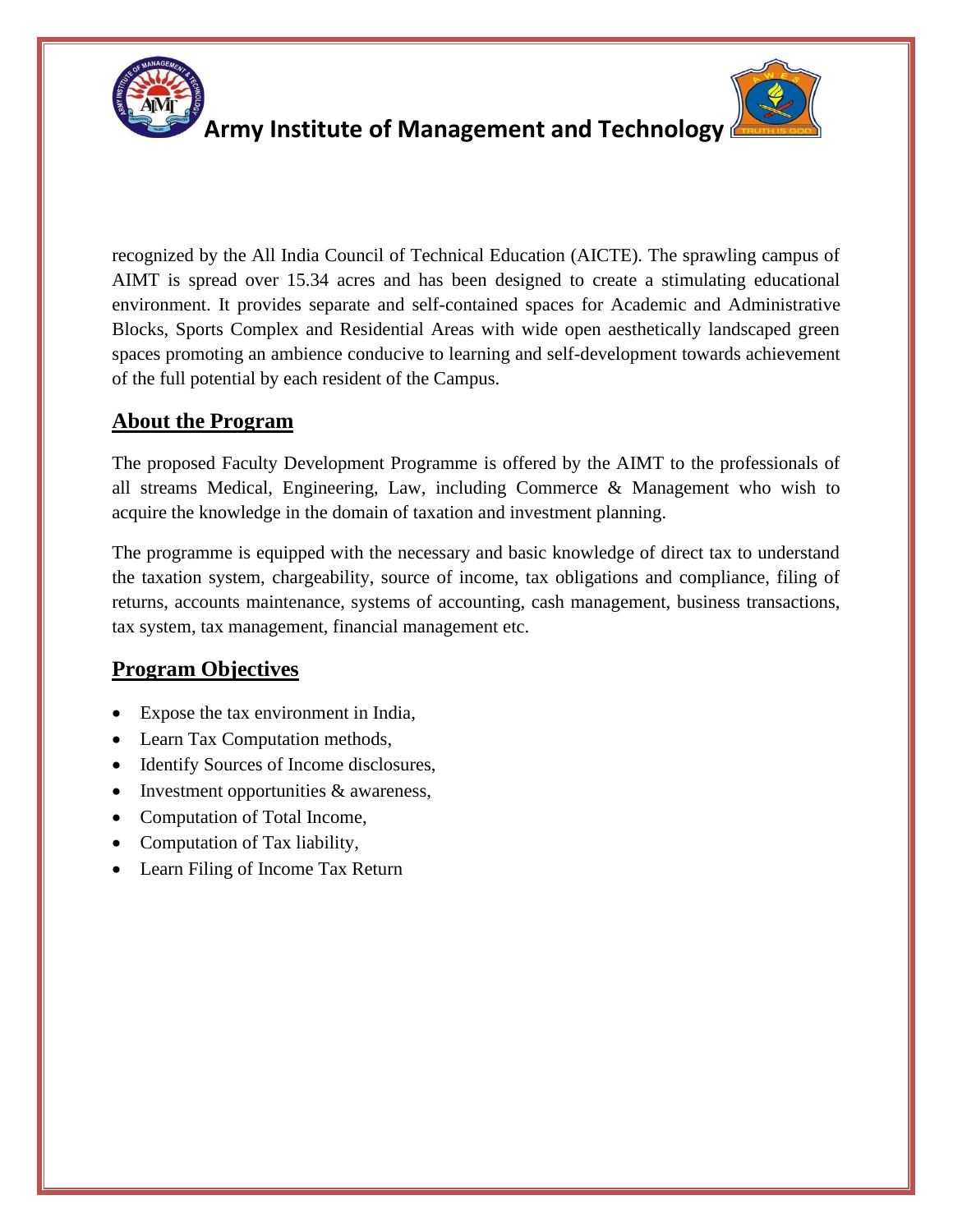recognized by the All India Council of Technical Education (AICTE). The sprawling campus of AIMT is spread over 15.34 acres and has been designed to create a stimulating educational environment. It provides separate and self-contained spaces for Academic and Administrative Blocks, Sports Complex and Residential Areas with wide open aesthetically landscaped green spaces promoting an ambience conducive to learning and self-development towards achievement of the full potential by each resident of the Campus.

## About the Program

The proposed Faculty Development Programme is offered by the AIMT to the professionals of all streams Medical, Engineering, Law, including Commerce & Management who wish to acquire the knowledge in the domain of taxation and investment planning.

The programme is equipped with the necessary and basic knowledge of direct tax to understand the taxation system, chargeability, source of income, tax obligations and compliance, filing of returns, accounts maintenance, systems of accounting, cash management, business transactions, tax system, tax management, financial management etc.

## Program Objectives

- Expose the tax environment in India,
- Learn Tax Computation methods,
- Identify Sources of Income disclosures,
- Investment opportunities & awareness,
- Computation of Total Income,
- Computation of Tax liability,
- Learn Filing of Income Tax Return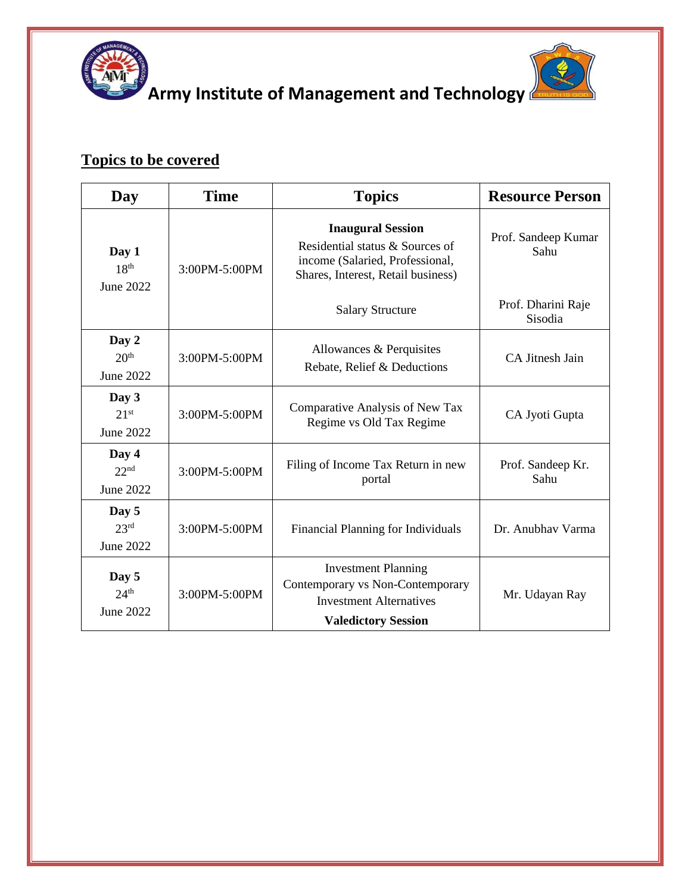# Army Institute of Management and Technology

## Topics to be covered

| Day | Time | Topics | Resource Person |
|---|---|---|---|
| **Day 1** 18th June 2022 | 3:00PM-5:00PM | **Inaugural Session** Residential status & Sources of income (Salaried, Professional, Shares, Interest, Retail business) | Prof. Sandeep Kumar Sahu |
| | | Salary Structure | Prof. Dharini Raje Sisodia |
| **Day 2** 20th June 2022 | 3:00PM-5:00PM | Allowances & Perquisites Rebate, Relief & Deductions | CA Jitnesh Jain |
| **Day 3** 21st June 2022 | 3:00PM-5:00PM | Comparative Analysis of New Tax Regime vs Old Tax Regime | CA Jyoti Gupta |
| **Day 4** 22nd June 2022 | 3:00PM-5:00PM | Filing of Income Tax Return in new portal | Prof. Sandeep Kr. Sahu |
| **Day 5** 23rd June 2022 | 3:00PM-5:00PM | Financial Planning for Individuals | Dr. Anubhav Varma |
| **Day 5** 24th June 2022 | 3:00PM-5:00PM | Investment Planning Contemporary vs Non-Contemporary Investment Alternatives **Valedictory Session** | Mr. Udayan Ray |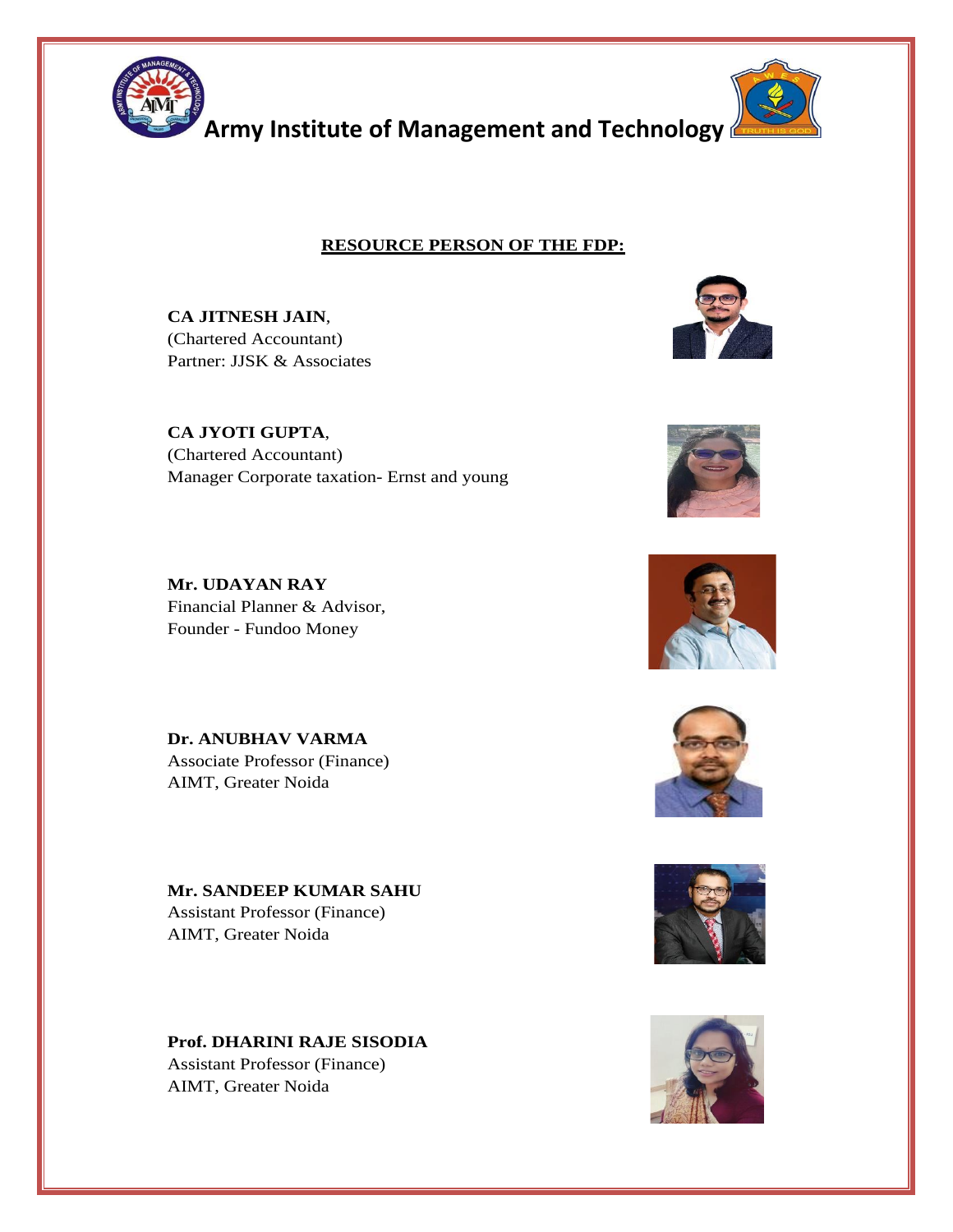**Army Institute of Management and Technology**

**RESOURCE PERSON OF THE FDP:**

**CA JITNESH JAIN**,
(Chartered Accountant)
Partner: JJSK & Associates

**CA JYOTI GUPTA**,
(Chartered Accountant)
Manager Corporate taxation- Ernst and young

**Mr. UDAYAN RAY**
Financial Planner & Advisor,
Founder - Fundoo Money

**Dr. ANUBHAV VARMA**
Associate Professor (Finance)
AIMT, Greater Noida

**Mr. SANDEEP KUMAR SAHU**
Assistant Professor (Finance)
AIMT, Greater Noida

**Prof. DHARINI RAJE SISODIA**
Assistant Professor (Finance)
AIMT, Greater Noida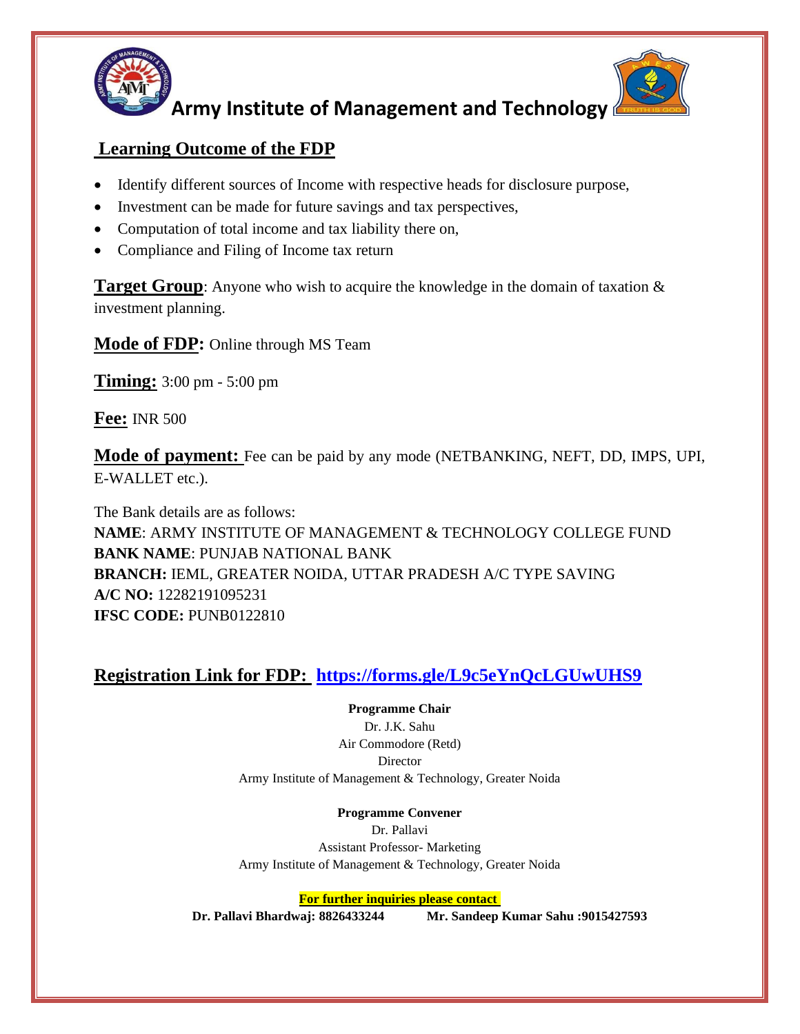# Army Institute of Management and Technology

## Learning Outcome of the FDP

- Identify different sources of Income with respective heads for disclosure purpose,
- Investment can be made for future savings and tax perspectives,
- Computation of total income and tax liability there on,
- Compliance and Filing of Income tax return

**Target Group**: Anyone who wish to acquire the knowledge in the domain of taxation & investment planning.

**Mode of FDP:** Online through MS Team

**Timing:** 3:00 pm - 5:00 pm

**Fee:** INR 500

**Mode of payment:** Fee can be paid by any mode (NETBANKING, NEFT, DD, IMPS, UPI, E-WALLET etc.).

The Bank details are as follows:
**NAME**: ARMY INSTITUTE OF MANAGEMENT & TECHNOLOGY COLLEGE FUND
**BANK NAME**: PUNJAB NATIONAL BANK
**BRANCH:** IEML, GREATER NOIDA, UTTAR PRADESH A/C TYPE SAVING
**A/C NO:** 12282191095231
**IFSC CODE:** PUNB0122810

## Registration Link for FDP: https://forms.gle/L9c5eYnQcLGUwUHS9

**Programme Chair**
Dr. J.K. Sahu
Air Commodore (Retd)
Director
Army Institute of Management & Technology, Greater Noida

**Programme Convener**
Dr. Pallavi
Assistant Professor- Marketing
Army Institute of Management & Technology, Greater Noida

**For further inquiries please contact**

**Dr. Pallavi Bhardwaj: 8826433244** **Mr. Sandeep Kumar Sahu :9015427593**